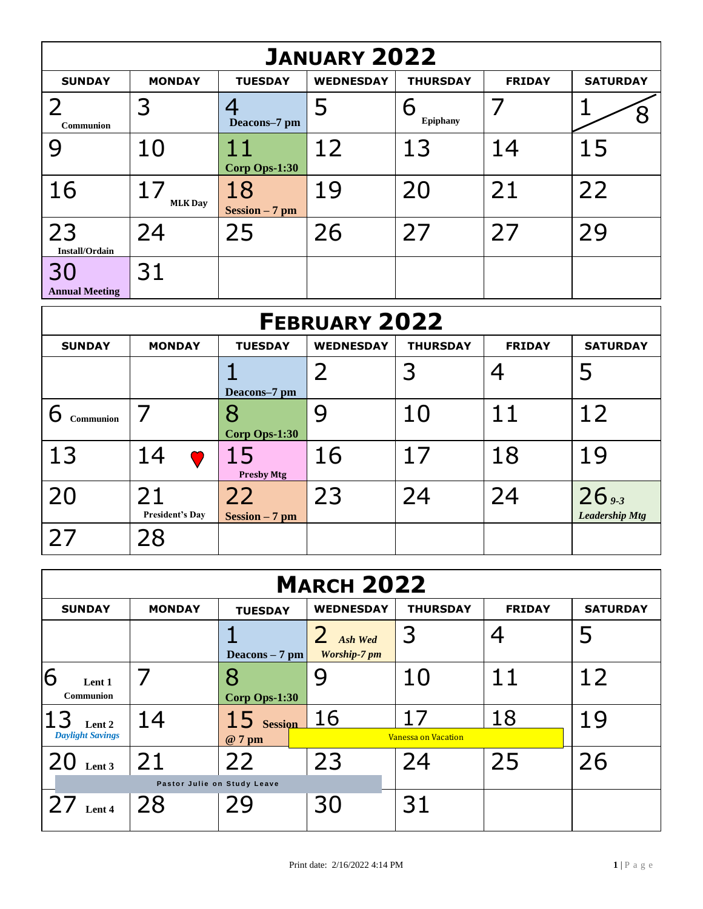# JANUARY 2022

| SUNDAY | MONDAY | TUESDAY | WEDNESDAY | THURSDAY | FRIDAY | SATURDAY |
|---|---|---|---|---|---|---|
| 2 Communion | 3 | 4 Deacons–7 pm | 5 | 6 Epiphany | 7 | 1 / 8 |
| 9 | 10 | 11 Corp Ops-1:30 | 12 | 13 | 14 | 15 |
| 16 | 17 MLK Day | 18 Session – 7 pm | 19 | 20 | 21 | 22 |
| 23 Install/Ordain | 24 | 25 | 26 | 27 | 27 | 29 |
| 30 Annual Meeting | 31 | | | | | |

# FEBRUARY 2022

| SUNDAY | MONDAY | TUESDAY | WEDNESDAY | THURSDAY | FRIDAY | SATURDAY |
|---|---|---|---|---|---|---|
| | | 1 Deacons–7 pm | 2 | 3 | 4 | 5 |
| 6 Communion | 7 | 8 Corp Ops-1:30 | 9 | 10 | 11 | 12 |
| 13 | 14 ♥ | 15 Presby Mtg | 16 | 17 | 18 | 19 |
| 20 | 21 President's Day | 22 Session – 7 pm | 23 | 24 | 24 | 26 *9-3* *Leadership Mtg* |
| 27 | 28 | | | | | |

# MARCH 2022

| SUNDAY | MONDAY | TUESDAY | WEDNESDAY | THURSDAY | FRIDAY | SATURDAY |
|---|---|---|---|---|---|---|
| | | 1 Deacons – 7 pm | 2 *Ash Wed Worship-7 pm* | 3 | 4 | 5 |
| 6 Lent 1 Communion | 7 | 8 Corp Ops-1:30 | 9 | 10 | 11 | 12 |
| 13 Lent 2 *Daylight Savings* | 14 | 15 Session @ 7 pm | 16 Vanessa on Vacation | 17 Vanessa on Vacation | 18 Vanessa on Vacation | 19 |
| 20 Lent 3 Pastor Julie on Study Leave | 21 Pastor Julie on Study Leave | 22 Pastor Julie on Study Leave | 23 Pastor Julie on Study Leave | 24 | 25 | 26 |
| 27 Lent 4 | 28 | 29 | 30 | 31 | | |

Print date: 2/16/2022 4:14 PM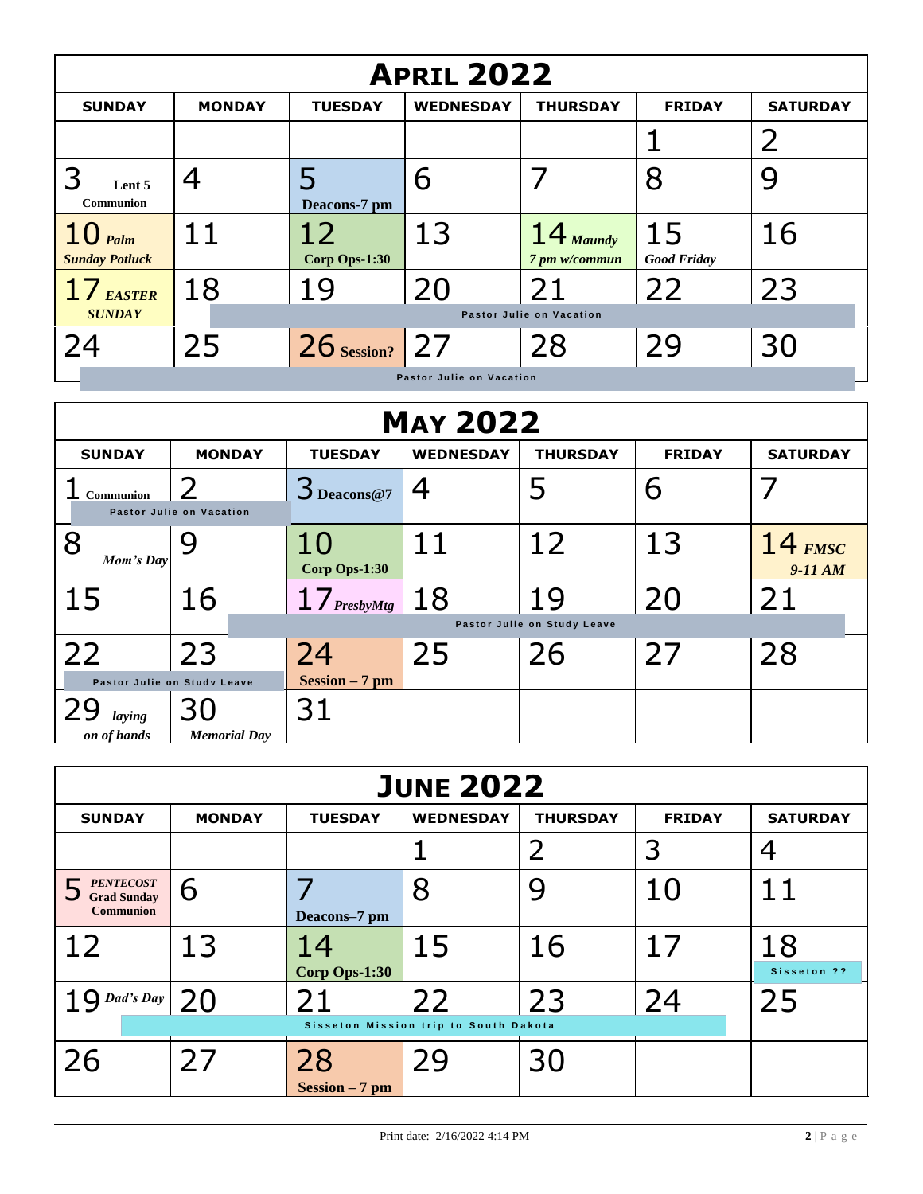# April 2022

| SUNDAY | MONDAY | TUESDAY | WEDNESDAY | THURSDAY | FRIDAY | SATURDAY |
|---|---|---|---|---|---|---|
| | | | | | 1 | 2 |
| 3 Lent 5 Communion | 4 | 5 Deacons-7 pm | 6 | 7 | 8 | 9 |
| 10 *Palm Sunday Potluck* | 11 | 12 Corp Ops-1:30 | 13 | 14 *Maundy 7 pm w/commun* | 15 *Good Friday* | 16 |
| 17 *EASTER SUNDAY* | 18 Pastor Julie on Vacation | 19 Pastor Julie on Vacation | 20 Pastor Julie on Vacation | 21 Pastor Julie on Vacation | 22 Pastor Julie on Vacation | 23 Pastor Julie on Vacation |
| 24 Pastor Julie on Vacation | 25 Pastor Julie on Vacation | 26 Session? Pastor Julie on Vacation | 27 Pastor Julie on Vacation | 28 Pastor Julie on Vacation | 29 Pastor Julie on Vacation | 30 Pastor Julie on Vacation |

# May 2022

| SUNDAY | MONDAY | TUESDAY | WEDNESDAY | THURSDAY | FRIDAY | SATURDAY |
|---|---|---|---|---|---|---|
| 1 Communion Pastor Julie on Vacation | 2 Pastor Julie on Vacation | 3 Deacons@7 | 4 | 5 | 6 | 7 |
| 8 *Mom's Day* | 9 | 10 Corp Ops-1:30 | 11 | 12 | 13 | 14 *FMSC 9-11 AM* |
| 15 | 16 Pastor Julie on Study Leave | 17 *PresbyMtg* Pastor Julie on Study Leave | 18 Pastor Julie on Study Leave | 19 Pastor Julie on Study Leave | 20 Pastor Julie on Study Leave | 21 Pastor Julie on Study Leave |
| 22 Pastor Julie on Study Leave | 23 Pastor Julie on Study Leave | 24 Session – 7 pm | 25 | 26 | 27 | 28 |
| 29 *laying on of hands* | 30 *Memorial Day* | 31 | | | | |

# June 2022

| SUNDAY | MONDAY | TUESDAY | WEDNESDAY | THURSDAY | FRIDAY | SATURDAY |
|---|---|---|---|---|---|---|
| | | | 1 | 2 | 3 | 4 |
| 5 *PENTECOST* Grad Sunday Communion | 6 | 7 Deacons–7 pm | 8 | 9 | 10 | 11 |
| 12 | 13 | 14 Corp Ops-1:30 | 15 | 16 | 17 | 18 Sisseton ?? |
| 19 *Dad's Day* Sisseton Mission trip to South Dakota | 20 Sisseton Mission trip to South Dakota | 21 Sisseton Mission trip to South Dakota | 22 Sisseton Mission trip to South Dakota | 23 Sisseton Mission trip to South Dakota | 24 Sisseton Mission trip to South Dakota | 25 |
| 26 | 27 | 28 Session – 7 pm | 29 | 30 | | |

Print date: 2/16/2022 4:14 PM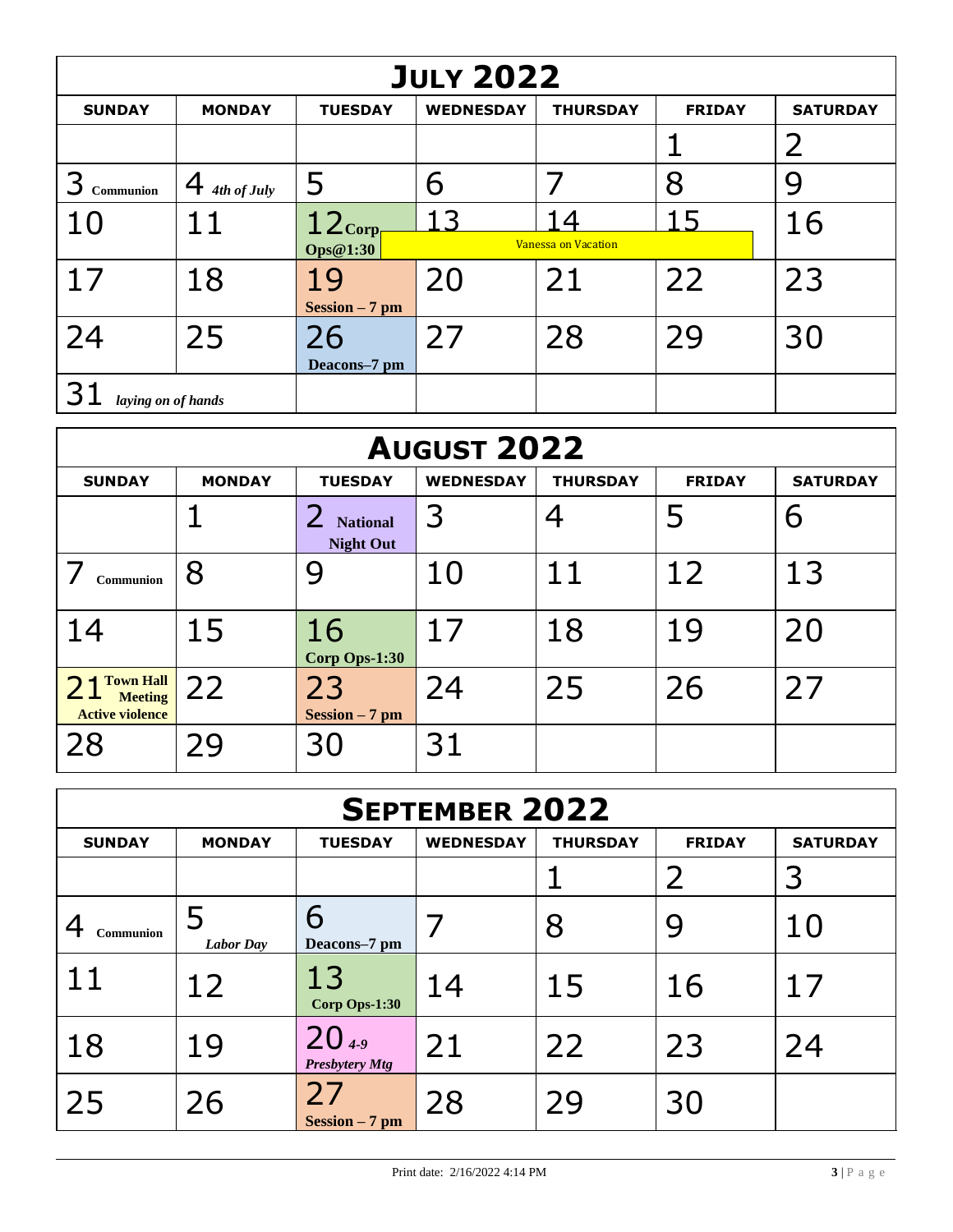## JULY 2022

| SUNDAY | MONDAY | TUESDAY | WEDNESDAY | THURSDAY | FRIDAY | SATURDAY |
|---|---|---|---|---|---|---|
| | | | | | 1 | 2 |
| 3 **Communion** | 4 ***4th of July*** | 5 | 6 | 7 | 8 | 9 |
| 10 | 11 | 12 **Corp Ops@1:30** | 13 Vanessa on Vacation | 14 Vanessa on Vacation | 15 Vanessa on Vacation | 16 |
| 17 | 18 | 19 **Session – 7 pm** | 20 | 21 | 22 | 23 |
| 24 | 25 | 26 **Deacons–7 pm** | 27 | 28 | 29 | 30 |
| 31 ***laying on of hands*** | | | | | | |

## AUGUST 2022

| SUNDAY | MONDAY | TUESDAY | WEDNESDAY | THURSDAY | FRIDAY | SATURDAY |
|---|---|---|---|---|---|---|
| | 1 | 2 **National Night Out** | 3 | 4 | 5 | 6 |
| 7 **Communion** | 8 | 9 | 10 | 11 | 12 | 13 |
| 14 | 15 | 16 **Corp Ops-1:30** | 17 | 18 | 19 | 20 |
| 21 **Town Hall Meeting Active violence** | 22 | 23 **Session – 7 pm** | 24 | 25 | 26 | 27 |
| 28 | 29 | 30 | 31 | | | |

## SEPTEMBER 2022

| SUNDAY | MONDAY | TUESDAY | WEDNESDAY | THURSDAY | FRIDAY | SATURDAY |
|---|---|---|---|---|---|---|
| | | | | 1 | 2 | 3 |
| 4 **Communion** | 5 ***Labor Day*** | 6 **Deacons–7 pm** | 7 | 8 | 9 | 10 |
| 11 | 12 | 13 **Corp Ops-1:30** | 14 | 15 | 16 | 17 |
| 18 | 19 | 20 ***4-9 Presbytery Mtg*** | 21 | 22 | 23 | 24 |
| 25 | 26 | 27 **Session – 7 pm** | 28 | 29 | 30 | |

Print date: 2/16/2022 4:14 PM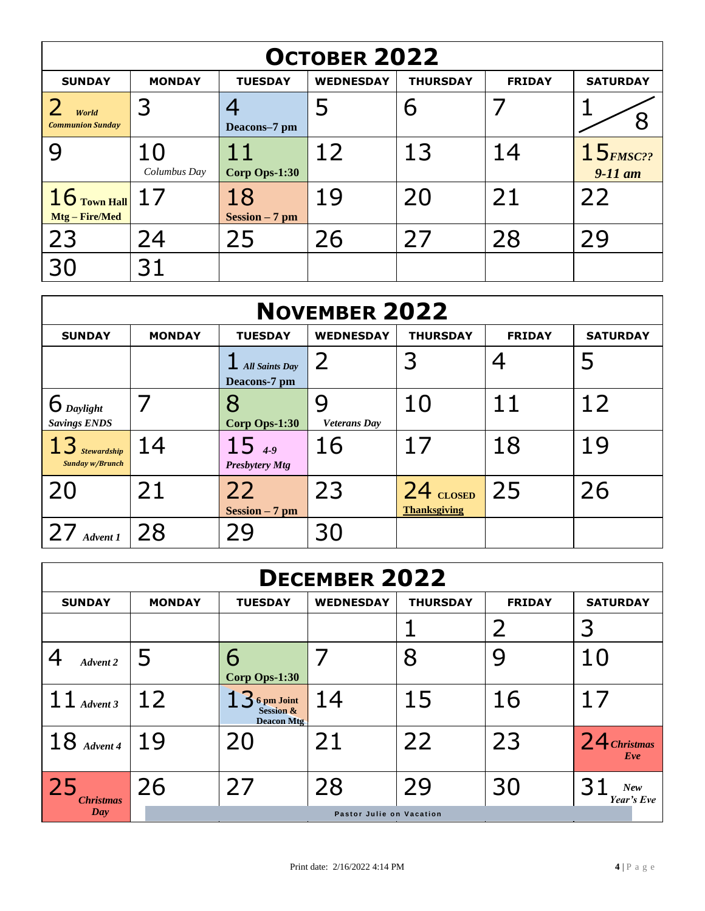## OCTOBER 2022

| SUNDAY | MONDAY | TUESDAY | WEDNESDAY | THURSDAY | FRIDAY | SATURDAY |
|---|---|---|---|---|---|---|
| 2 *World Communion Sunday* | 3 | 4 Deacons–7 pm | 5 | 6 | 7 | 1 / 8 |
| 9 | 10 *Columbus Day* | 11 Corp Ops-1:30 | 12 | 13 | 14 | 15 *FMSC?? 9-11 am* |
| 16 Town Hall Mtg – Fire/Med | 17 | 18 Session – 7 pm | 19 | 20 | 21 | 22 |
| 23 | 24 | 25 | 26 | 27 | 28 | 29 |
| 30 | 31 | | | | | |

## NOVEMBER 2022

| SUNDAY | MONDAY | TUESDAY | WEDNESDAY | THURSDAY | FRIDAY | SATURDAY |
|---|---|---|---|---|---|---|
| | | 1 *All Saints Day* Deacons-7 pm | 2 | 3 | 4 | 5 |
| 6 *Daylight Savings ENDS* | 7 | 8 Corp Ops-1:30 | 9 *Veterans Day* | 10 | 11 | 12 |
| 13 *Stewardship Sunday w/Brunch* | 14 | 15 *4-9 Presbytery Mtg* | 16 | 17 | 18 | 19 |
| 20 | 21 | 22 Session – 7 pm | 23 | 24 CLOSED Thanksgiving | 25 | 26 |
| 27 *Advent 1* | 28 | 29 | 30 | | | |

## DECEMBER 2022

| SUNDAY | MONDAY | TUESDAY | WEDNESDAY | THURSDAY | FRIDAY | SATURDAY |
|---|---|---|---|---|---|---|
| | | | | 1 | 2 | 3 |
| 4 *Advent 2* | 5 | 6 Corp Ops-1:30 | 7 | 8 | 9 | 10 |
| 11 *Advent 3* | 12 | 13 6 pm Joint Session & Deacon Mtg | 14 | 15 | 16 | 17 |
| 18 *Advent 4* | 19 | 20 | 21 | 22 | 23 | 24 *Christmas Eve* |
| 25 *Christmas Day* | 26 | 27 | 28 | 29 | 30 | 31 *New Year's Eve* |

Pastor Julie on Vacation (December 26–31)

Print date: 2/16/2022 4:14 PM